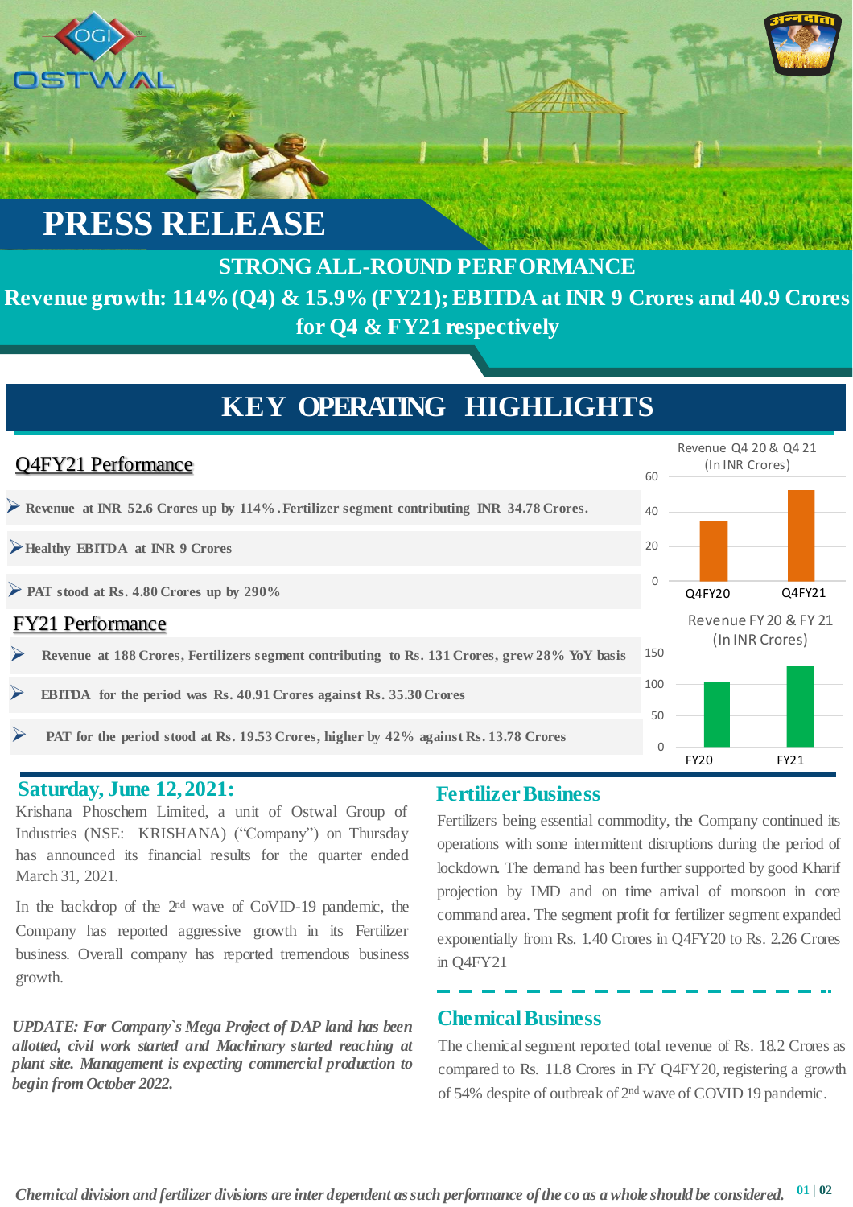# PRESS RELEASE

## STRONG ALL-ROUND PERFORMANCE

**Revenue growth: 114% (Q4) & 15.9% (FY21); EBITDA at INR 9 Crores and 40.9 Crores for Q4 & FY21 respectively**

## KEY OPERATING HIGHLIGHTS

### Q4FY21 Performance

- **Revenue at INR 52.6 Crores up by 114%. Fertilizer segment contributing INR 34.78 Crores.**
- **Healthy EBITDA at INR 9 Crores**
- **PAT stood at Rs. 4.80 Crores up by 290%**

Revenue Q4 20 & Q4 21 (In INR Crores)

### FY21 Performance

- **Revenue at 188 Crores, Fertilizers segment contributing to Rs. 131 Crores, grew 28% YoY basis**
- **EBITDA for the period was Rs. 40.91 Crores against Rs. 35.30 Crores**
- **PAT for the period stood at Rs. 19.53 Crores, higher by 42% against Rs. 13.78 Crores**

Revenue FY 20 & FY 21 (In INR Crores)

### Saturday, June 12, 2021:

Krishana Phoschem Limited, a unit of Ostwal Group of Industries (NSE: KRISHANA) ("Company") on Thursday has announced its financial results for the quarter ended March 31, 2021.

In the backdrop of the 2nd wave of CoVID-19 pandemic, the Company has reported aggressive growth in its Fertilizer business. Overall company has reported tremendous business growth.

***UPDATE: For Company`s Mega Project of DAP land has been allotted, civil work started and Machinary started reaching at plant site. Management is expecting commercial production to begin from October 2022.***

### Fertilizer Business

Fertilizers being essential commodity, the Company continued its operations with some intermittent disruptions during the period of lockdown. The demand has been further supported by good Kharif projection by IMD and on time arrival of monsoon in core command area. The segment profit for fertilizer segment expanded exponentially from Rs. 1.40 Crores in Q4FY20 to Rs. 2.26 Crores in Q4FY21

### Chemical Business

The chemical segment reported total revenue of Rs. 18.2 Crores as compared to Rs. 11.8 Crores in FY Q4FY20, registering a growth of 54% despite of outbreak of 2nd wave of COVID 19 pandemic.

*Chemical division and fertilizer divisions are inter dependent as such performance of the co as a whole should be considered.*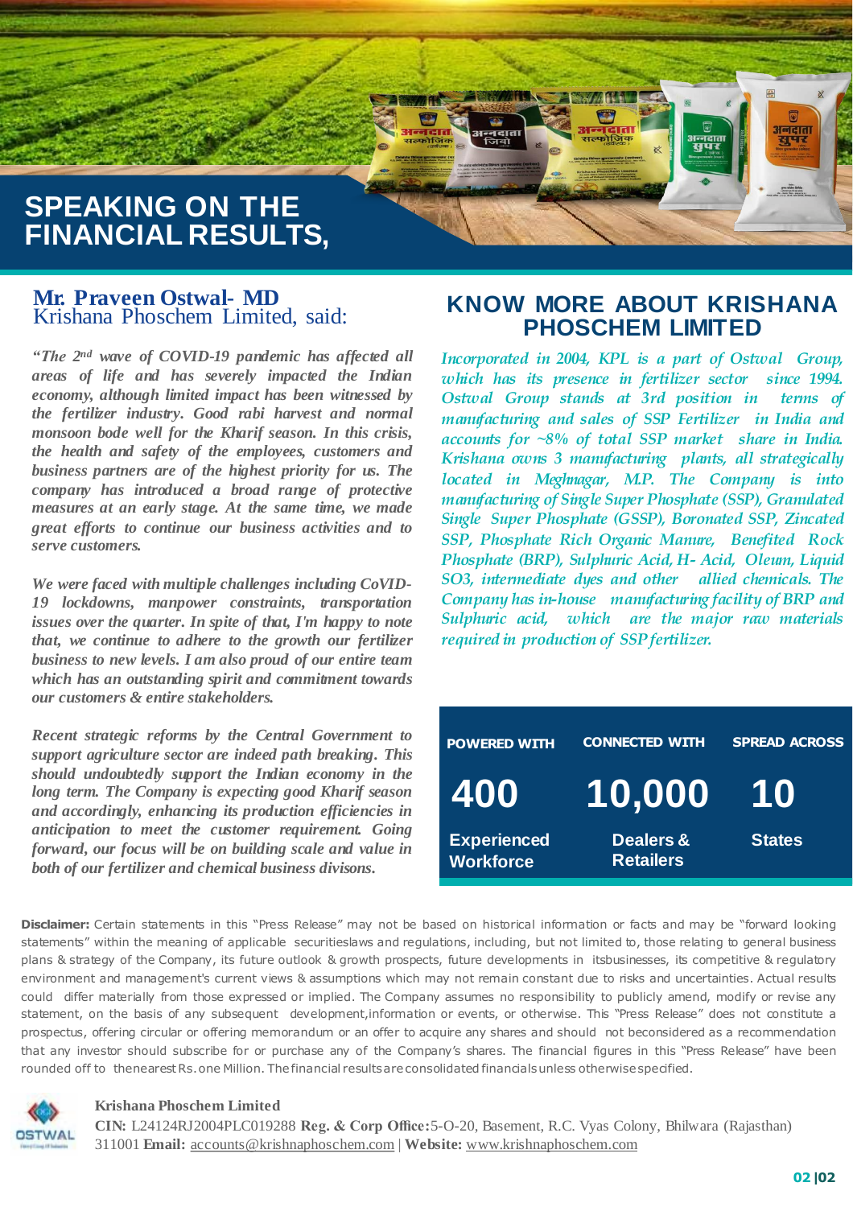# SPEAKING ON THE FINANCIAL RESULTS,

**Mr. Praveen Ostwal- MD**
Krishana Phoschem Limited, said:

***"The 2nd wave of COVID-19 pandemic has affected all areas of life and has severely impacted the Indian economy, although limited impact has been witnessed by the fertilizer industry. Good rabi harvest and normal monsoon bode well for the Kharif season. In this crisis, the health and safety of the employees, customers and business partners are of the highest priority for us. The company has introduced a broad range of protective measures at an early stage. At the same time, we made great efforts to continue our business activities and to serve customers.***

***We were faced with multiple challenges including CoVID-19 lockdowns, manpower constraints, transportation issues over the quarter. In spite of that, I'm happy to note that, we continue to adhere to the growth our fertilizer business to new levels. I am also proud of our entire team which has an outstanding spirit and commitment towards our customers & entire stakeholders.***

***Recent strategic reforms by the Central Government to support agriculture sector are indeed path breaking. This should undoubtedly support the Indian economy in the long term. The Company is expecting good Kharif season and accordingly, enhancing its production efficiencies in anticipation to meet the customer requirement. Going forward, our focus will be on building scale and value in both of our fertilizer and chemical business divisons.***

## KNOW MORE ABOUT KRISHANA PHOSCHEM LIMITED

*Incorporated in 2004, KPL is a part of Ostwal Group, which has its presence in fertilizer sector since 1994. Ostwal Group stands at 3rd position in terms of manufacturing and sales of SSP Fertilizer in India and accounts for ~8% of total SSP market share in India. Krishana owns 3 manufacturing plants, all strategically located in Meghnagar, M.P. The Company is into manufacturing of Single Super Phosphate (SSP), Granulated Single Super Phosphate (GSSP), Boronated SSP, Zincated SSP, Phosphate Rich Organic Manure, Benefited Rock Phosphate (BRP), Sulphuric Acid, H- Acid, Oleum, Liquid SO3, intermediate dyes and other allied chemicals. The Company has in-house manufacturing facility of BRP and Sulphuric acid, which are the major raw materials required in production of SSP fertilizer.*

| POWERED WITH | CONNECTED WITH | SPREAD ACROSS |
|---|---|---|
| **400** | **10,000** | **10** |
| Experienced Workforce | Dealers & Retailers | States |

**Disclaimer:** Certain statements in this "Press Release" may not be based on historical information or facts and may be "forward looking statements" within the meaning of applicable securitieslaws and regulations, including, but not limited to, those relating to general business plans & strategy of the Company, its future outlook & growth prospects, future developments in itsbusinesses, its competitive & regulatory environment and management's current views & assumptions which may not remain constant due to risks and uncertainties. Actual results could differ materially from those expressed or implied. The Company assumes no responsibility to publicly amend, modify or revise any statement, on the basis of any subsequent development,information or events, or otherwise. This "Press Release" does not constitute a prospectus, offering circular or offering memorandum or an offer to acquire any shares and should not beconsidered as a recommendation that any investor should subscribe for or purchase any of the Company's shares. The financial figures in this "Press Release" have been rounded off to thenearest Rs. one Million. The financial results are consolidated financials unless otherwise specified.

**Krishana Phoschem Limited**
**CIN:** L24124RJ2004PLC019288 **Reg. & Corp Office:** 5-O-20, Basement, R.C. Vyas Colony, Bhilwara (Rajasthan) 311001 **Email:** accounts@krishnaphoschem.com | **Website:** www.krishnaphoschem.com